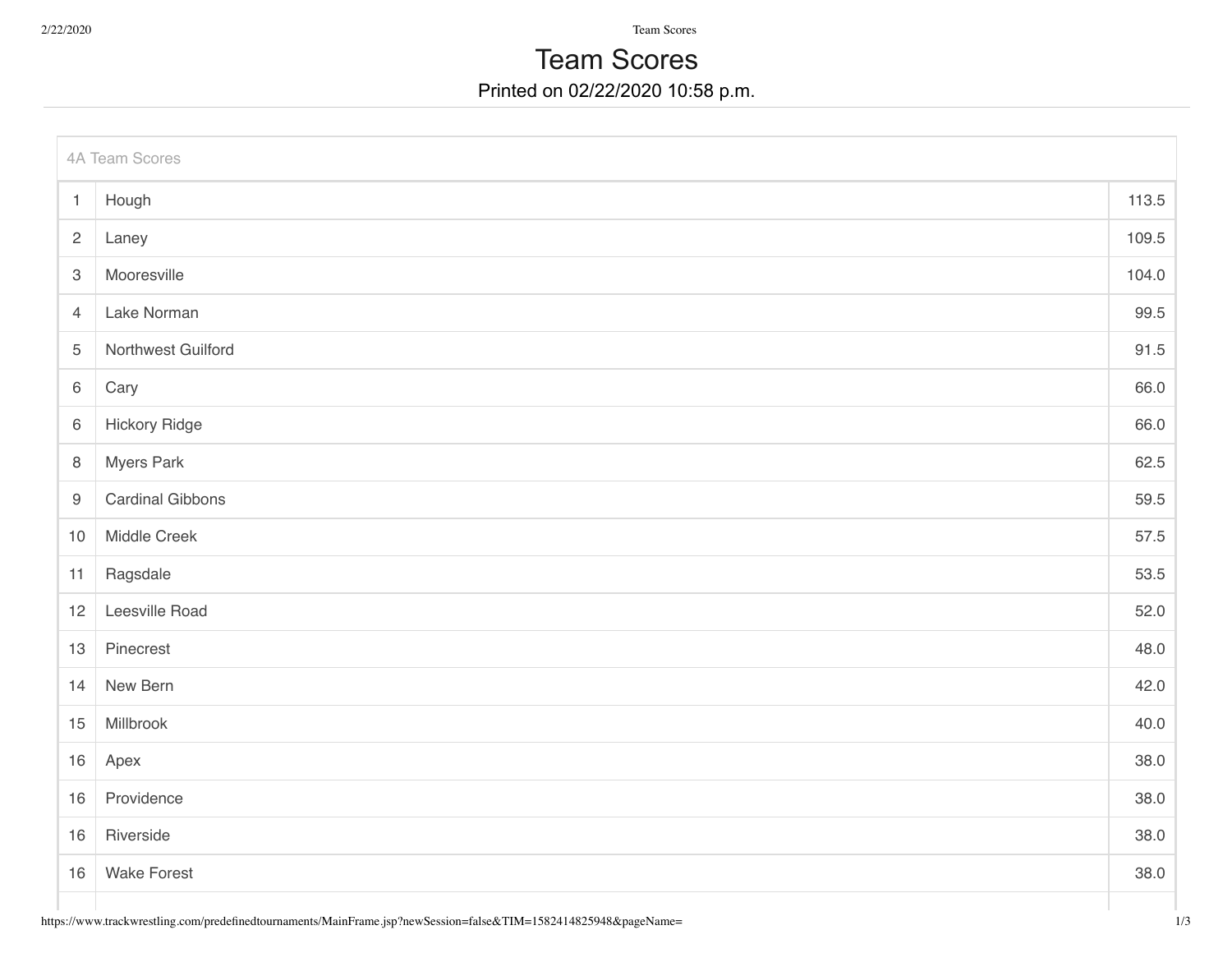# Team Scores

Printed on 02/22/2020 10:58 p.m.

| 4A Team Scores | | |
|---|---|---|
| 1 | Hough | 113.5 |
| 2 | Laney | 109.5 |
| 3 | Mooresville | 104.0 |
| 4 | Lake Norman | 99.5 |
| 5 | Northwest Guilford | 91.5 |
| 6 | Cary | 66.0 |
| 6 | Hickory Ridge | 66.0 |
| 8 | Myers Park | 62.5 |
| 9 | Cardinal Gibbons | 59.5 |
| 10 | Middle Creek | 57.5 |
| 11 | Ragsdale | 53.5 |
| 12 | Leesville Road | 52.0 |
| 13 | Pinecrest | 48.0 |
| 14 | New Bern | 42.0 |
| 15 | Millbrook | 40.0 |
| 16 | Apex | 38.0 |
| 16 | Providence | 38.0 |
| 16 | Riverside | 38.0 |
| 16 | Wake Forest | 38.0 |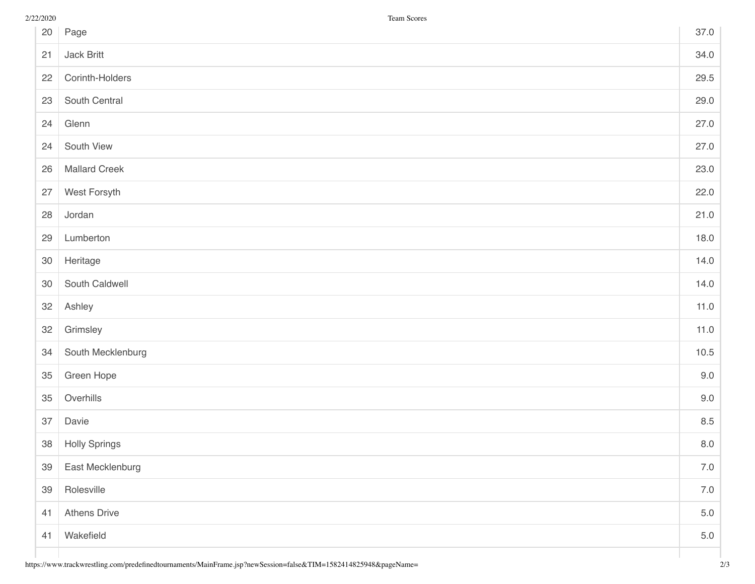| | | |
|---|---|---|
| 20 | Page | 37.0 |
| 21 | Jack Britt | 34.0 |
| 22 | Corinth-Holders | 29.5 |
| 23 | South Central | 29.0 |
| 24 | Glenn | 27.0 |
| 24 | South View | 27.0 |
| 26 | Mallard Creek | 23.0 |
| 27 | West Forsyth | 22.0 |
| 28 | Jordan | 21.0 |
| 29 | Lumberton | 18.0 |
| 30 | Heritage | 14.0 |
| 30 | South Caldwell | 14.0 |
| 32 | Ashley | 11.0 |
| 32 | Grimsley | 11.0 |
| 34 | South Mecklenburg | 10.5 |
| 35 | Green Hope | 9.0 |
| 35 | Overhills | 9.0 |
| 37 | Davie | 8.5 |
| 38 | Holly Springs | 8.0 |
| 39 | East Mecklenburg | 7.0 |
| 39 | Rolesville | 7.0 |
| 41 | Athens Drive | 5.0 |
| 41 | Wakefield | 5.0 |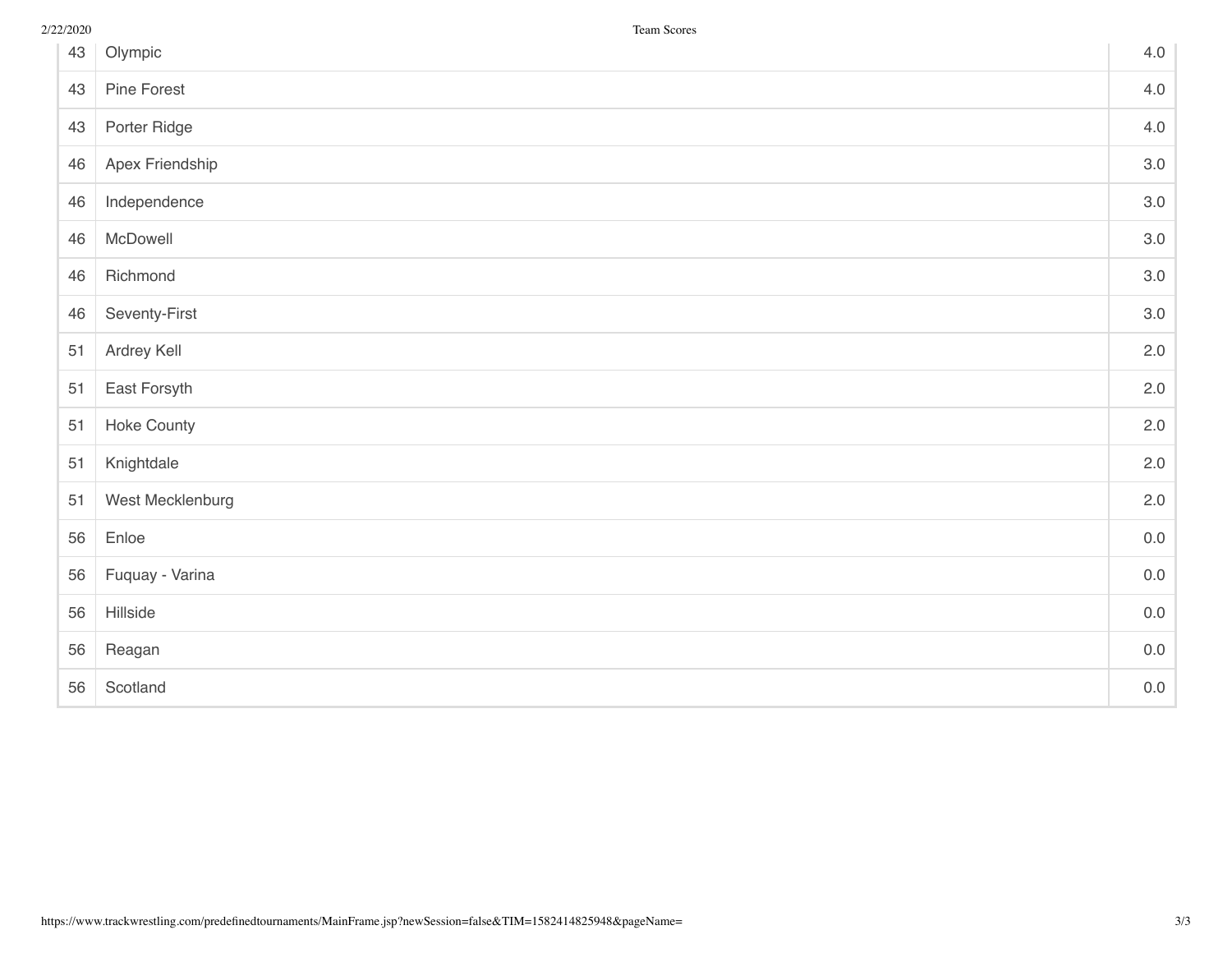| | | |
|---|---|---|
| 43 | Olympic | 4.0 |
| 43 | Pine Forest | 4.0 |
| 43 | Porter Ridge | 4.0 |
| 46 | Apex Friendship | 3.0 |
| 46 | Independence | 3.0 |
| 46 | McDowell | 3.0 |
| 46 | Richmond | 3.0 |
| 46 | Seventy-First | 3.0 |
| 51 | Ardrey Kell | 2.0 |
| 51 | East Forsyth | 2.0 |
| 51 | Hoke County | 2.0 |
| 51 | Knightdale | 2.0 |
| 51 | West Mecklenburg | 2.0 |
| 56 | Enloe | 0.0 |
| 56 | Fuquay - Varina | 0.0 |
| 56 | Hillside | 0.0 |
| 56 | Reagan | 0.0 |
| 56 | Scotland | 0.0 |